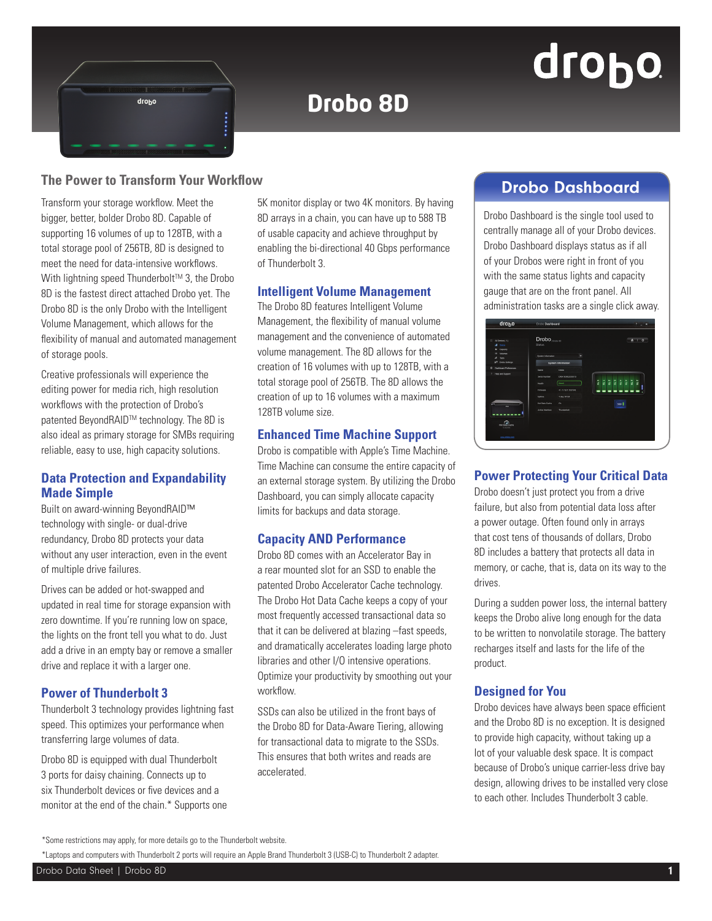# Drobo 8D

## The Power to Transform Your Workflow

Transform your storage workflow. Meet the bigger, better, bolder Drobo 8D. Capable of supporting 16 volumes of up to 128TB, with a total storage pool of 256TB, 8D is designed to meet the need for data-intensive workflows. With lightning speed Thunderbolt™ 3, the Drobo 8D is the fastest direct attached Drobo yet. The Drobo 8D is the only Drobo with the Intelligent Volume Management, which allows for the flexibility of manual and automated management of storage pools.

Creative professionals will experience the editing power for media rich, high resolution workflows with the protection of Drobo's patented BeyondRAID™ technology. The 8D is also ideal as primary storage for SMBs requiring reliable, easy to use, high capacity solutions.

### Data Protection and Expandability Made Simple

Built on award-winning BeyondRAID™ technology with single- or dual-drive redundancy, Drobo 8D protects your data without any user interaction, even in the event of multiple drive failures.

Drives can be added or hot-swapped and updated in real time for storage expansion with zero downtime. If you're running low on space, the lights on the front tell you what to do. Just add a drive in an empty bay or remove a smaller drive and replace it with a larger one.

### Power of Thunderbolt 3

Thunderbolt 3 technology provides lightning fast speed. This optimizes your performance when transferring large volumes of data.

Drobo 8D is equipped with dual Thunderbolt 3 ports for daisy chaining. Connects up to six Thunderbolt devices or five devices and a monitor at the end of the chain.* Supports one 5K monitor display or two 4K monitors. By having 8D arrays in a chain, you can have up to 588 TB of usable capacity and achieve throughput by enabling the bi-directional 40 Gbps performance of Thunderbolt 3.

### Intelligent Volume Management

The Drobo 8D features Intelligent Volume Management, the flexibility of manual volume management and the convenience of automated volume management. The 8D allows for the creation of 16 volumes with up to 128TB, with a total storage pool of 256TB. The 8D allows the creation of up to 16 volumes with a maximum 128TB volume size.

### Enhanced Time Machine Support

Drobo is compatible with Apple's Time Machine. Time Machine can consume the entire capacity of an external storage system. By utilizing the Drobo Dashboard, you can simply allocate capacity limits for backups and data storage.

### Capacity AND Performance

Drobo 8D comes with an Accelerator Bay in a rear mounted slot for an SSD to enable the patented Drobo Accelerator Cache technology. The Drobo Hot Data Cache keeps a copy of your most frequently accessed transactional data so that it can be delivered at blazing –fast speeds, and dramatically accelerates loading large photo libraries and other I/O intensive operations. Optimize your productivity by smoothing out your workflow.

SSDs can also be utilized in the front bays of the Drobo 8D for Data-Aware Tiering, allowing for transactional data to migrate to the SSDs. This ensures that both writes and reads are accelerated.

## Drobo Dashboard

Drobo Dashboard is the single tool used to centrally manage all of your Drobo devices. Drobo Dashboard displays status as if all of your Drobos were right in front of you with the same status lights and capacity gauge that are on the front panel. All administration tasks are a single click away.

### Power Protecting Your Critical Data

Drobo doesn't just protect you from a drive failure, but also from potential data loss after a power outage. Often found only in arrays that cost tens of thousands of dollars, Drobo 8D includes a battery that protects all data in memory, or cache, that is, data on its way to the drives.

During a sudden power loss, the internal battery keeps the Drobo alive long enough for the data to be written to nonvolatile storage. The battery recharges itself and lasts for the life of the product.

### Designed for You

Drobo devices have always been space efficient and the Drobo 8D is no exception. It is designed to provide high capacity, without taking up a lot of your valuable desk space. It is compact because of Drobo's unique carrier-less drive bay design, allowing drives to be installed very close to each other. Includes Thunderbolt 3 cable.

*Some restrictions may apply, for more details go to the Thunderbolt website.

*Laptops and computers with Thunderbolt 2 ports will require an Apple Brand Thunderbolt 3 (USB-C) to Thunderbolt 2 adapter.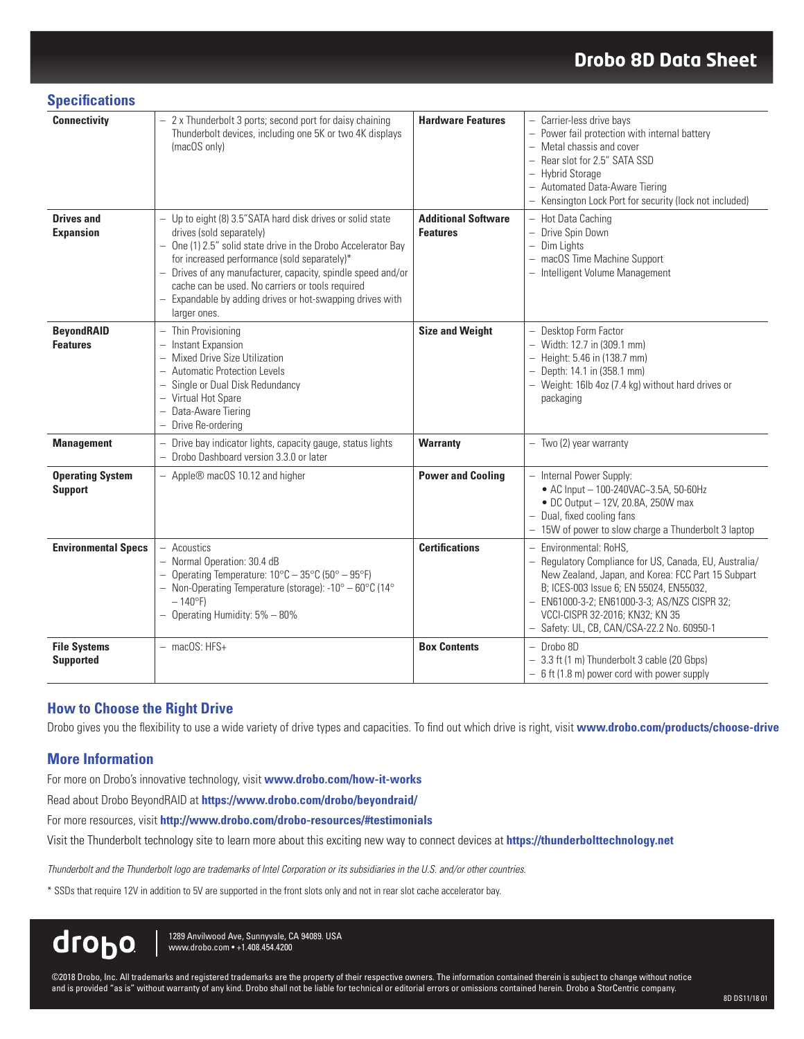# Drobo 8D Data Sheet

## Specifications

| | | | |
|---|---|---|---|
| **Connectivity** | – 2 x Thunderbolt 3 ports; second port for daisy chaining Thunderbolt devices, including one 5K or two 4K displays (macOS only) | **Hardware Features** | – Carrier-less drive bays<br>– Power fail protection with internal battery<br>– Metal chassis and cover<br>– Rear slot for 2.5" SATA SSD<br>– Hybrid Storage<br>– Automated Data-Aware Tiering<br>– Kensington Lock Port for security (lock not included) |
| **Drives and Expansion** | – Up to eight (8) 3.5"SATA hard disk drives or solid state drives (sold separately)<br>– One (1) 2.5" solid state drive in the Drobo Accelerator Bay for increased performance (sold separately)*<br>– Drives of any manufacturer, capacity, spindle speed and/or cache can be used. No carriers or tools required<br>– Expandable by adding drives or hot-swapping drives with larger ones. | **Additional Software Features** | – Hot Data Caching<br>– Drive Spin Down<br>– Dim Lights<br>– macOS Time Machine Support<br>– Intelligent Volume Management |
| **BeyondRAID Features** | – Thin Provisioning<br>– Instant Expansion<br>– Mixed Drive Size Utilization<br>– Automatic Protection Levels<br>– Single or Dual Disk Redundancy<br>– Virtual Hot Spare<br>– Data-Aware Tiering<br>– Drive Re-ordering | **Size and Weight** | – Desktop Form Factor<br>– Width: 12.7 in (309.1 mm)<br>– Height: 5.46 in (138.7 mm)<br>– Depth: 14.1 in (358.1 mm)<br>– Weight: 16lb 4oz (7.4 kg) without hard drives or packaging |
| **Management** | – Drive bay indicator lights, capacity gauge, status lights<br>– Drobo Dashboard version 3.3.0 or later | **Warranty** | – Two (2) year warranty |
| **Operating System Support** | – Apple® macOS 10.12 and higher | **Power and Cooling** | – Internal Power Supply:<br>• AC Input – 100-240VAC~3.5A, 50-60Hz<br>• DC Output – 12V, 20.8A, 250W max<br>– Dual, fixed cooling fans<br>– 15W of power to slow charge a Thunderbolt 3 laptop |
| **Environmental Specs** | – Acoustics<br>– Normal Operation: 30.4 dB<br>– Operating Temperature: 10°C – 35°C (50° – 95°F)<br>– Non-Operating Temperature (storage): -10° – 60°C (14° – 140°F)<br>– Operating Humidity: 5% – 80% | **Certifications** | – Environmental: RoHS,<br>– Regulatory Compliance for US, Canada, EU, Australia/ New Zealand, Japan, and Korea: FCC Part 15 Subpart B; ICES-003 Issue 6; EN 55024, EN55032,<br>– EN61000-3-2; EN61000-3-3; AS/NZS CISPR 32; VCCI-CISPR 32-2016; KN32; KN 35<br>– Safety: UL, CB, CAN/CSA-22.2 No. 60950-1 |
| **File Systems Supported** | – macOS: HFS+ | **Box Contents** | – Drobo 8D<br>– 3.3 ft (1 m) Thunderbolt 3 cable (20 Gbps)<br>– 6 ft (1.8 m) power cord with power supply |

## How to Choose the Right Drive

Drobo gives you the flexibility to use a wide variety of drive types and capacities. To find out which drive is right, visit **www.drobo.com/products/choose-drive**

## More Information

For more on Drobo's innovative technology, visit **www.drobo.com/how-it-works**

Read about Drobo BeyondRAID at **https://www.drobo.com/drobo/beyondraid/**

For more resources, visit **http://www.drobo.com/drobo-resources/#testimonials**

Visit the Thunderbolt technology site to learn more about this exciting new way to connect devices at **https://thunderbolttechnology.net**

*Thunderbolt and the Thunderbolt logo are trademarks of Intel Corporation or its subsidiaries in the U.S. and/or other countries.*

* SSDs that require 12V in addition to 5V are supported in the front slots only and not in rear slot cache accelerator bay.

drobo | 1289 Anvilwood Ave, Sunnyvale, CA 94089. USA
www.drobo.com • +1.408.454.4200

©2018 Drobo, Inc. All trademarks and registered trademarks are the property of their respective owners. The information contained therein is subject to change without notice and is provided "as is" without warranty of any kind. Drobo shall not be liable for technical or editorial errors or omissions contained herein. Drobo a StorCentric company.

8D DS11/18 01